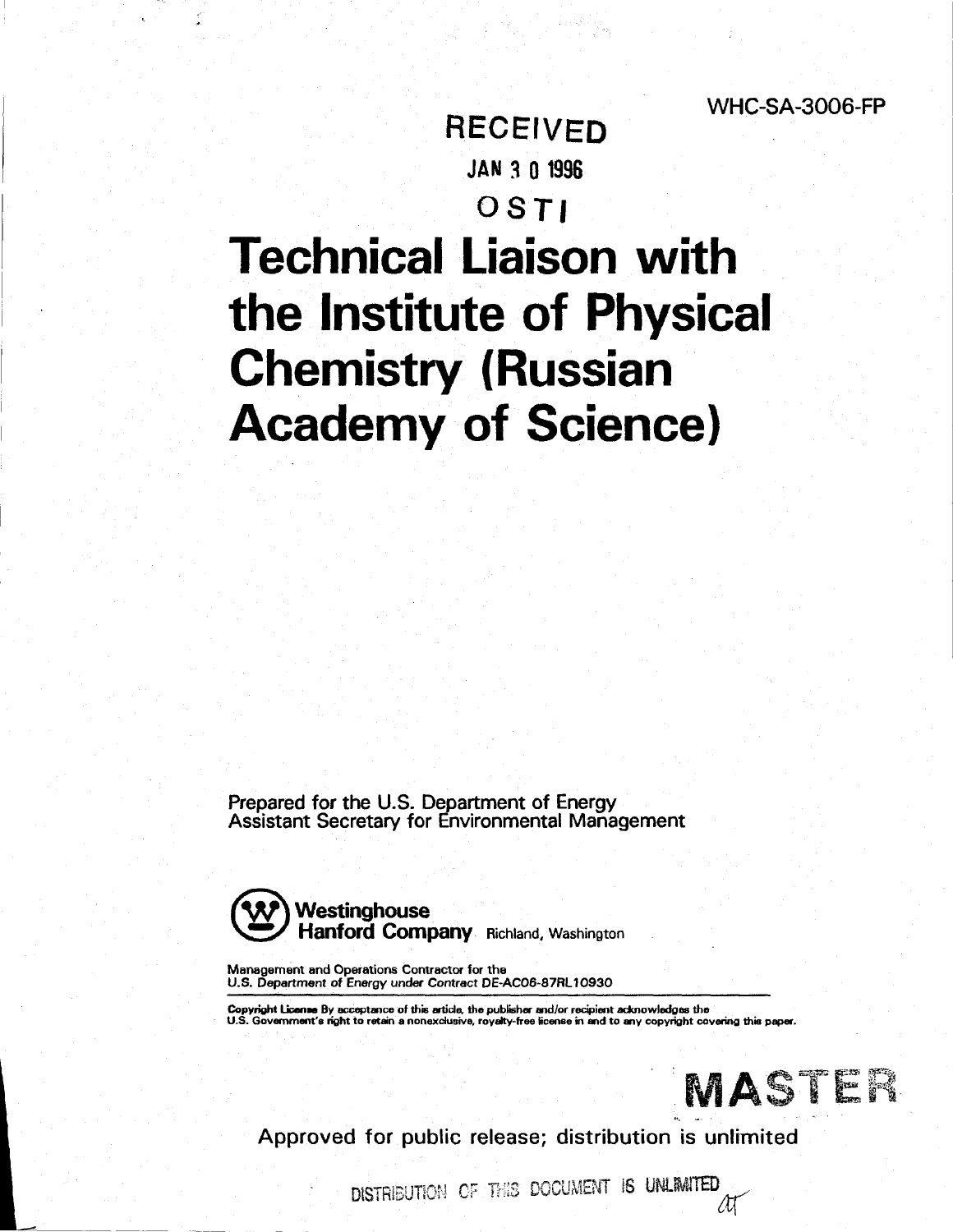WHC-SA-3006-FP

RECEIVED
JAN 30 1996
OSTI

# Technical Liaison with the Institute of Physical Chemistry (Russian Academy of Science)

Prepared for the U.S. Department of Energy
Assistant Secretary for Environmental Management

**Westinghouse Hanford Company** Richland, Washington

Management and Operations Contractor for the
U.S. Department of Energy under Contract DE-AC06-87RL10930

**Copyright License** By acceptance of this article, the publisher and/or recipient acknowledges the U.S. Government's right to retain a nonexclusive, royalty-free license in and to any copyright covering this paper.

MASTER

Approved for public release; distribution is unlimited

DISTRIBUTION OF THIS DOCUMENT IS UNLIMITED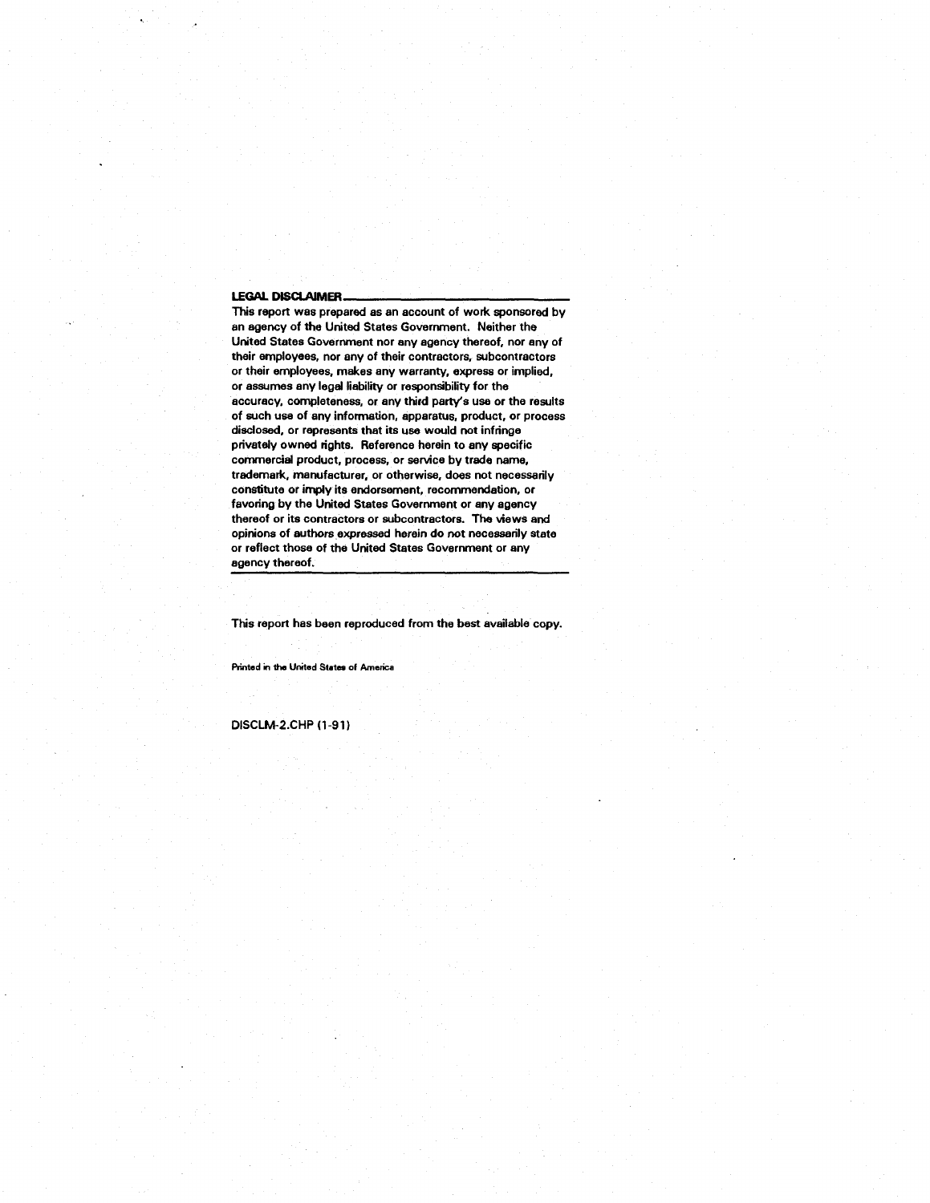**LEGAL DISCLAIMER**

This report was prepared as an account of work sponsored by an agency of the United States Government. Neither the United States Government nor any agency thereof, nor any of their employees, nor any of their contractors, subcontractors or their employees, makes any warranty, express or implied, or assumes any legal liability or responsibility for the accuracy, completeness, or any third party's use or the results of such use of any information, apparatus, product, or process disclosed, or represents that its use would not infringe privately owned rights. Reference herein to any specific commercial product, process, or service by trade name, trademark, manufacturer, or otherwise, does not necessarily constitute or imply its endorsement, recommendation, or favoring by the United States Government or any agency thereof or its contractors or subcontractors. The views and opinions of authors expressed herein do not necessarily state or reflect those of the United States Government or any agency thereof.

---

This report has been reproduced from the best available copy.

Printed in the United States of America

DISCLM-2.CHP (1-91)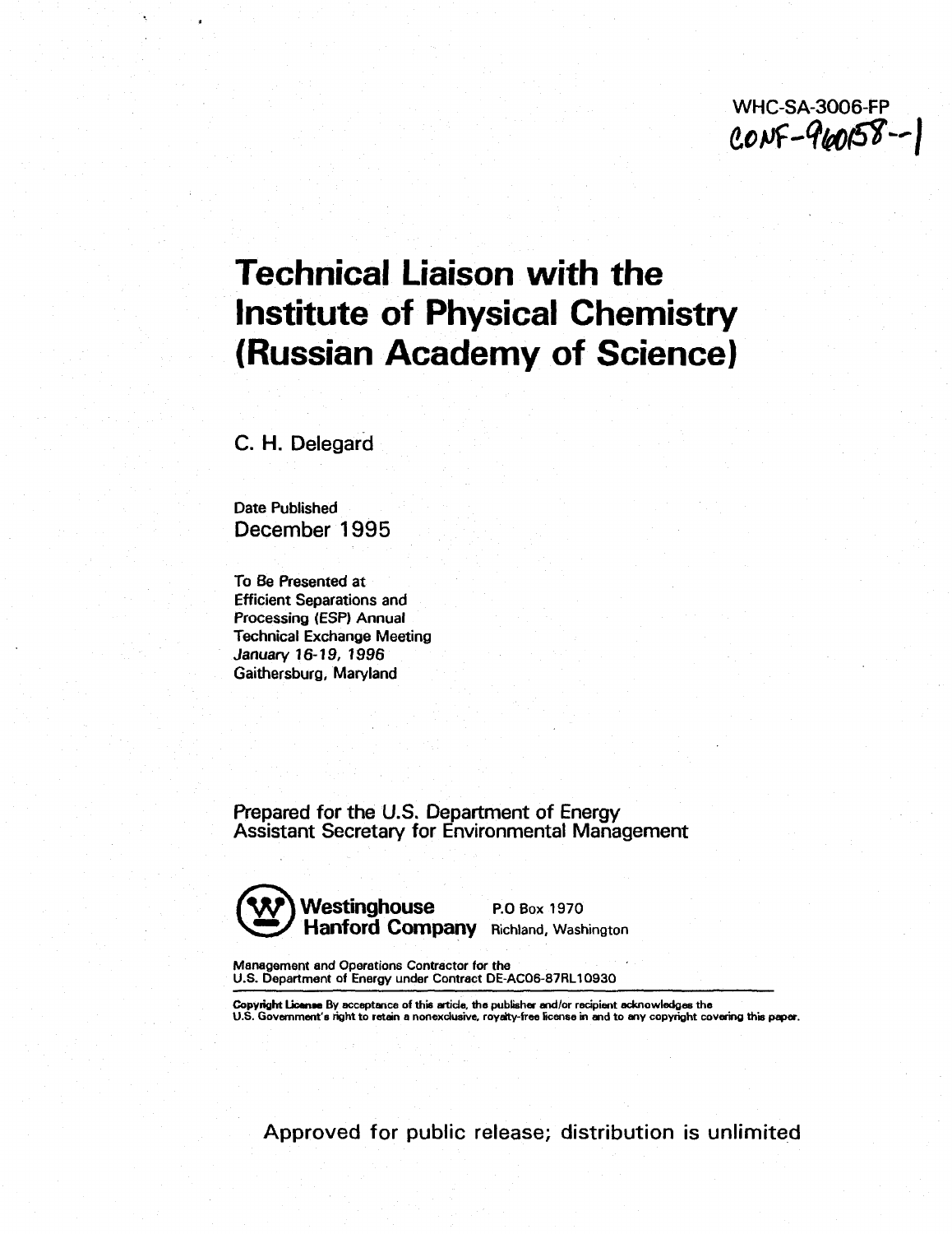WHC-SA-3006-FP

CONF-960158--1

# Technical Liaison with the Institute of Physical Chemistry (Russian Academy of Science)

C. H. Delegard

Date Published

December 1995

To Be Presented at
Efficient Separations and
Processing (ESP) Annual
Technical Exchange Meeting
*January 16-19, 1996*
Gaithersburg, Maryland

Prepared for the U.S. Department of Energy
Assistant Secretary for Environmental Management

**Westinghouse Hanford Company** P.O Box 1970 Richland, Washington

Management and Operations Contractor for the
U.S. Department of Energy under Contract DE-AC06-87RL10930

**Copyright License** By acceptance of this article, the publisher and/or recipient acknowledges the U.S. Government's right to retain a nonexclusive, royalty-free license in and to any copyright covering this paper.

Approved for public release; distribution is unlimited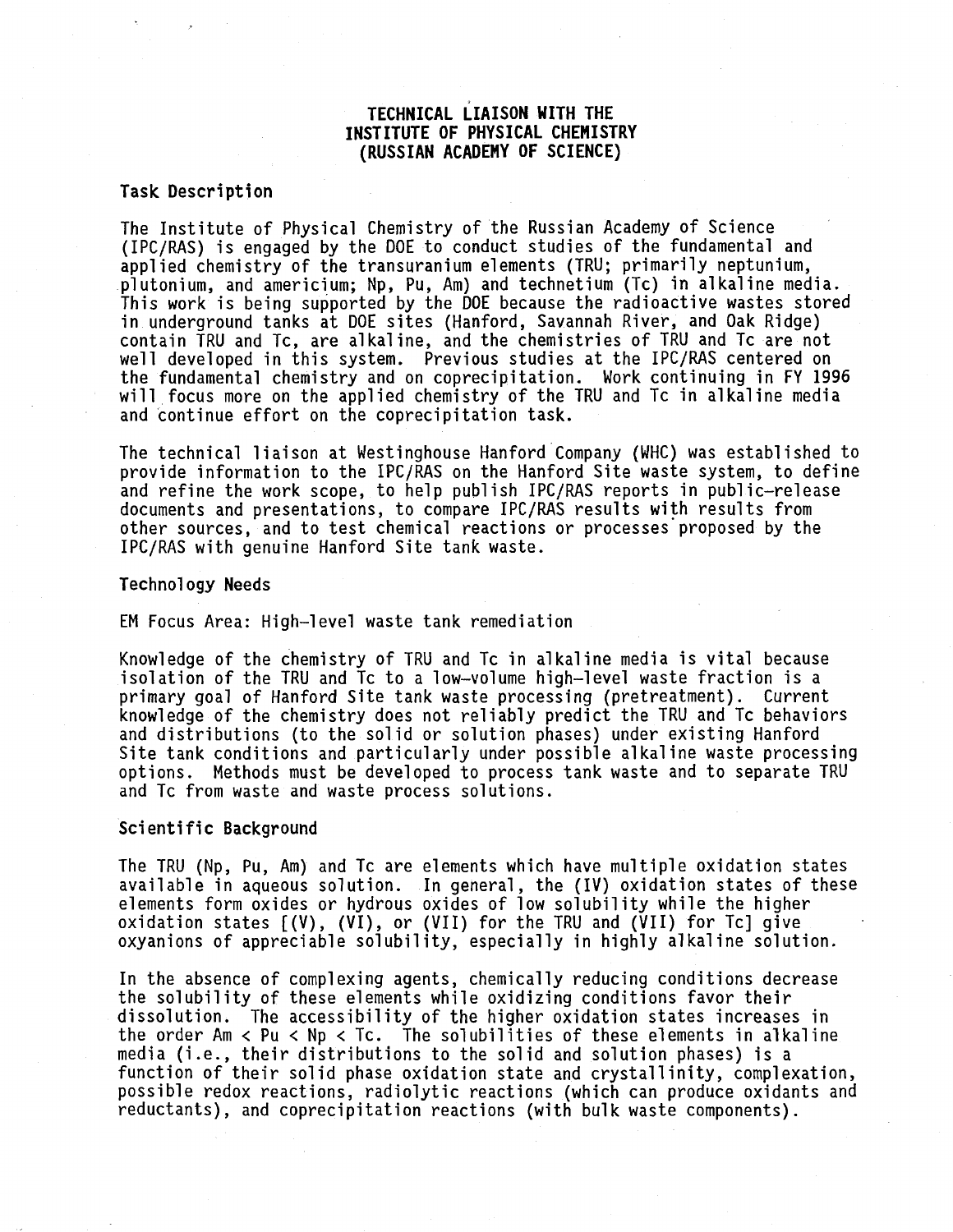# TECHNICAL LIAISON WITH THE INSTITUTE OF PHYSICAL CHEMISTRY (RUSSIAN ACADEMY OF SCIENCE)

## Task Description

The Institute of Physical Chemistry of the Russian Academy of Science (IPC/RAS) is engaged by the DOE to conduct studies of the fundamental and applied chemistry of the transuranium elements (TRU; primarily neptunium, plutonium, and americium; Np, Pu, Am) and technetium (Tc) in alkaline media. This work is being supported by the DOE because the radioactive wastes stored in underground tanks at DOE sites (Hanford, Savannah River, and Oak Ridge) contain TRU and Tc, are alkaline, and the chemistries of TRU and Tc are not well developed in this system. Previous studies at the IPC/RAS centered on the fundamental chemistry and on coprecipitation. Work continuing in FY 1996 will focus more on the applied chemistry of the TRU and Tc in alkaline media and continue effort on the coprecipitation task.

The technical liaison at Westinghouse Hanford Company (WHC) was established to provide information to the IPC/RAS on the Hanford Site waste system, to define and refine the work scope, to help publish IPC/RAS reports in public-release documents and presentations, to compare IPC/RAS results with results from other sources, and to test chemical reactions or processes proposed by the IPC/RAS with genuine Hanford Site tank waste.

## Technology Needs

EM Focus Area: High-level waste tank remediation

Knowledge of the chemistry of TRU and Tc in alkaline media is vital because isolation of the TRU and Tc to a low-volume high-level waste fraction is a primary goal of Hanford Site tank waste processing (pretreatment). Current knowledge of the chemistry does not reliably predict the TRU and Tc behaviors and distributions (to the solid or solution phases) under existing Hanford Site tank conditions and particularly under possible alkaline waste processing options. Methods must be developed to process tank waste and to separate TRU and Tc from waste and waste process solutions.

## Scientific Background

The TRU (Np, Pu, Am) and Tc are elements which have multiple oxidation states available in aqueous solution. In general, the (IV) oxidation states of these elements form oxides or hydrous oxides of low solubility while the higher oxidation states [(V), (VI), or (VII) for the TRU and (VII) for Tc] give oxyanions of appreciable solubility, especially in highly alkaline solution.

In the absence of complexing agents, chemically reducing conditions decrease the solubility of these elements while oxidizing conditions favor their dissolution. The accessibility of the higher oxidation states increases in the order Am < Pu < Np < Tc. The solubilities of these elements in alkaline media (i.e., their distributions to the solid and solution phases) is a function of their solid phase oxidation state and crystallinity, complexation, possible redox reactions, radiolytic reactions (which can produce oxidants and reductants), and coprecipitation reactions (with bulk waste components).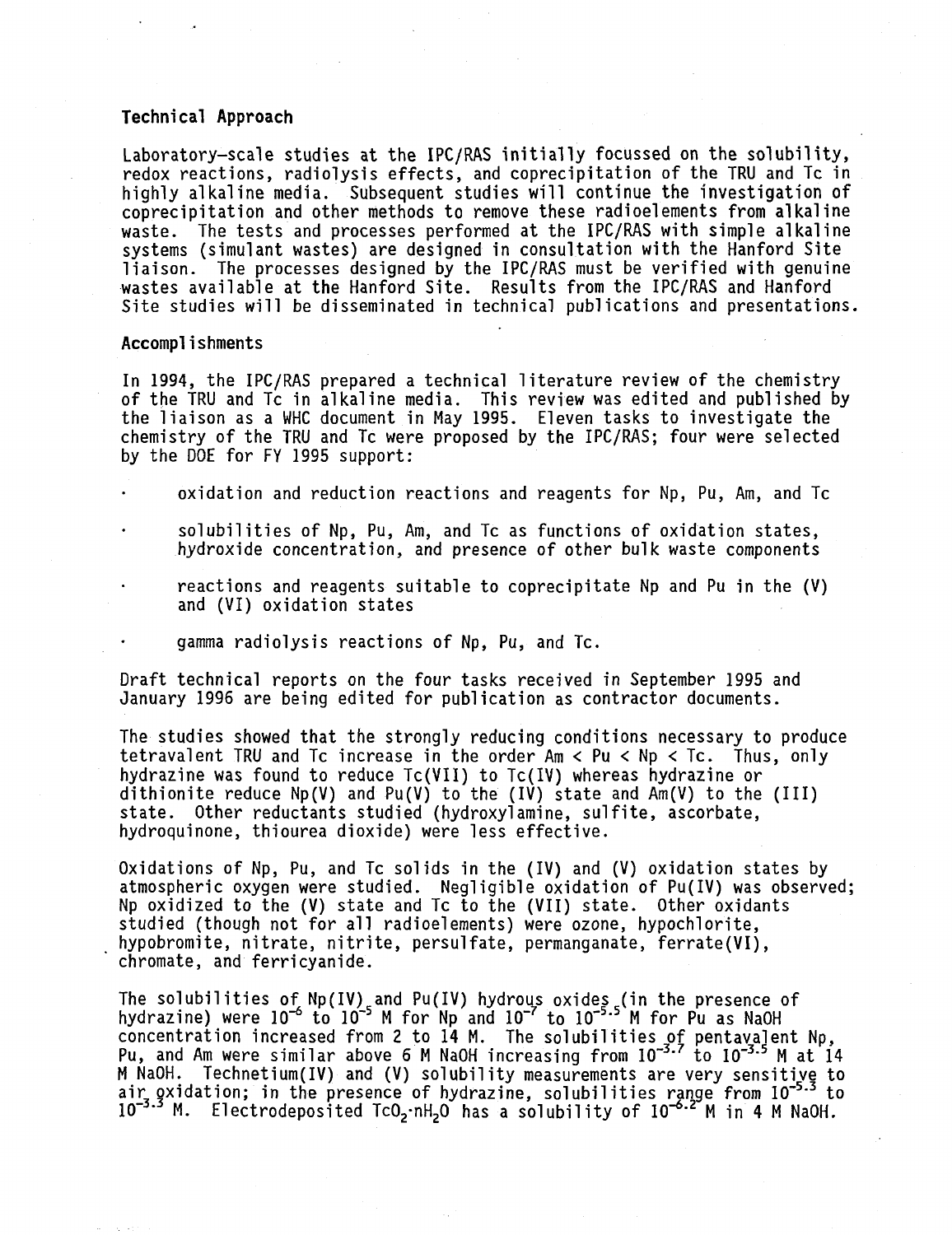## Technical Approach

Laboratory-scale studies at the IPC/RAS initially focussed on the solubility, redox reactions, radiolysis effects, and coprecipitation of the TRU and Tc in highly alkaline media. Subsequent studies will continue the investigation of coprecipitation and other methods to remove these radioelements from alkaline waste. The tests and processes performed at the IPC/RAS with simple alkaline systems (simulant wastes) are designed in consultation with the Hanford Site liaison. The processes designed by the IPC/RAS must be verified with genuine wastes available at the Hanford Site. Results from the IPC/RAS and Hanford Site studies will be disseminated in technical publications and presentations.

## Accomplishments

In 1994, the IPC/RAS prepared a technical literature review of the chemistry of the TRU and Tc in alkaline media. This review was edited and published by the liaison as a WHC document in May 1995. Eleven tasks to investigate the chemistry of the TRU and Tc were proposed by the IPC/RAS; four were selected by the DOE for FY 1995 support:

- oxidation and reduction reactions and reagents for Np, Pu, Am, and Tc
- solubilities of Np, Pu, Am, and Tc as functions of oxidation states, hydroxide concentration, and presence of other bulk waste components
- reactions and reagents suitable to coprecipitate Np and Pu in the (V) and (VI) oxidation states
- gamma radiolysis reactions of Np, Pu, and Tc.

Draft technical reports on the four tasks received in September 1995 and January 1996 are being edited for publication as contractor documents.

The studies showed that the strongly reducing conditions necessary to produce tetravalent TRU and Tc increase in the order Am < Pu < Np < Tc. Thus, only hydrazine was found to reduce Tc(VII) to Tc(IV) whereas hydrazine or dithionite reduce Np(V) and Pu(V) to the (IV) state and Am(V) to the (III) state. Other reductants studied (hydroxylamine, sulfite, ascorbate, hydroquinone, thiourea dioxide) were less effective.

Oxidations of Np, Pu, and Tc solids in the (IV) and (V) oxidation states by atmospheric oxygen were studied. Negligible oxidation of Pu(IV) was observed; Np oxidized to the (V) state and Tc to the (VII) state. Other oxidants studied (though not for all radioelements) were ozone, hypochlorite, hypobromite, nitrate, nitrite, persulfate, permanganate, ferrate(VI), chromate, and ferricyanide.

The solubilities of Np(IV) and Pu(IV) hydrous oxides (in the presence of hydrazine) were $10^{-6}$ to $10^{-5}$ M for Np and $10^{-7}$ to $10^{-5.5}$ M for Pu as NaOH concentration increased from 2 to 14 M. The solubilities of pentavalent Np, Pu, and Am were similar above 6 M NaOH increasing from $10^{-3.7}$ to $10^{-3.5}$ M at 14 M NaOH. Technetium(IV) and (V) solubility measurements are very sensitive to air oxidation; in the presence of hydrazine, solubilities range from $10^{-5.3}$ to $10^{-3.3}$ M. Electrodeposited $TcO_2 \cdot nH_2O$ has a solubility of $10^{-6.2}$ M in 4 M NaOH.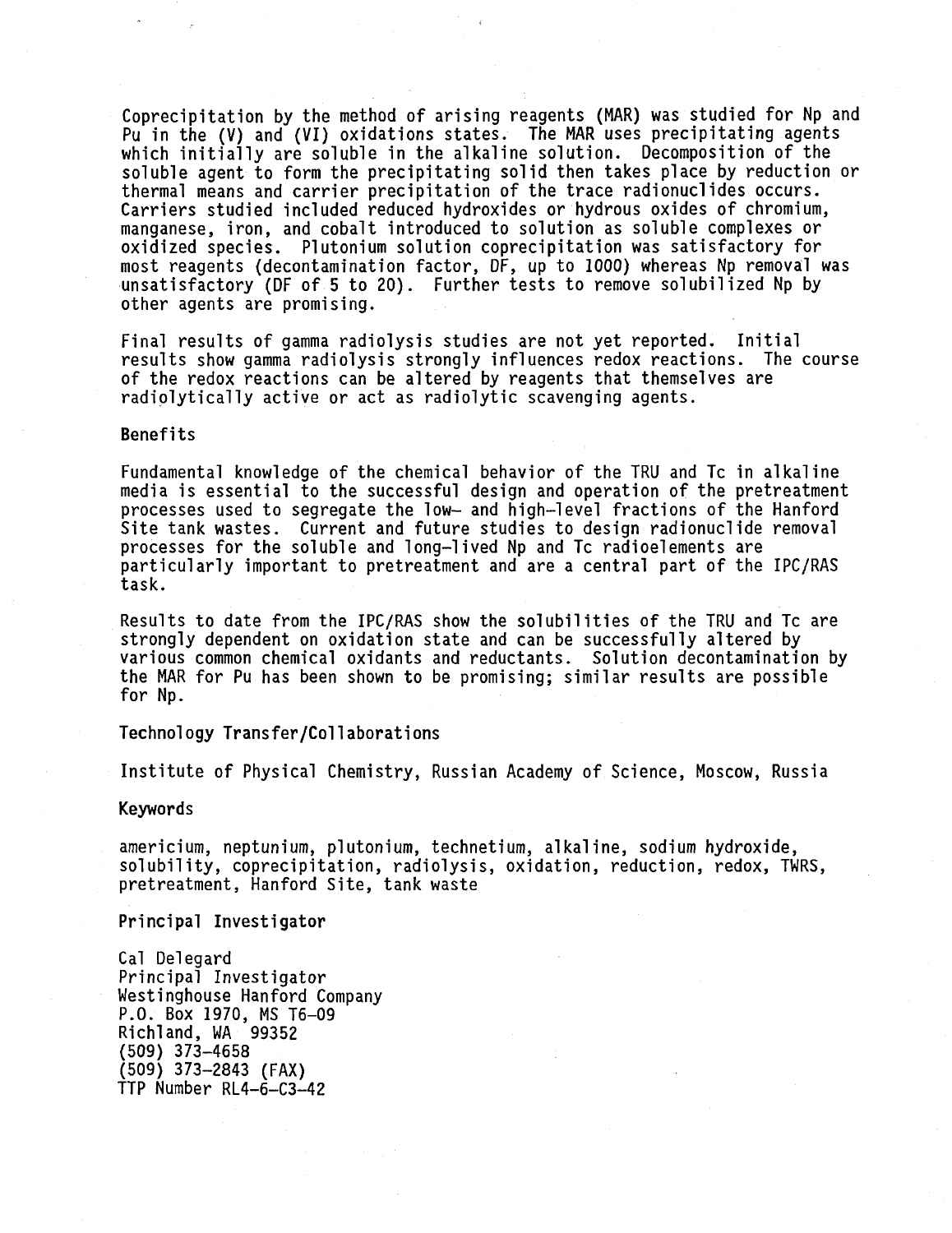Coprecipitation by the method of arising reagents (MAR) was studied for Np and Pu in the (V) and (VI) oxidations states. The MAR uses precipitating agents which initially are soluble in the alkaline solution. Decomposition of the soluble agent to form the precipitating solid then takes place by reduction or thermal means and carrier precipitation of the trace radionuclides occurs. Carriers studied included reduced hydroxides or hydrous oxides of chromium, manganese, iron, and cobalt introduced to solution as soluble complexes or oxidized species. Plutonium solution coprecipitation was satisfactory for most reagents (decontamination factor, DF, up to 1000) whereas Np removal was unsatisfactory (DF of 5 to 20). Further tests to remove solubilized Np by other agents are promising.

Final results of gamma radiolysis studies are not yet reported. Initial results show gamma radiolysis strongly influences redox reactions. The course of the redox reactions can be altered by reagents that themselves are radiolytically active or act as radiolytic scavenging agents.

## Benefits

Fundamental knowledge of the chemical behavior of the TRU and Tc in alkaline media is essential to the successful design and operation of the pretreatment processes used to segregate the low- and high-level fractions of the Hanford Site tank wastes. Current and future studies to design radionuclide removal processes for the soluble and long-lived Np and Tc radioelements are particularly important to pretreatment and are a central part of the IPC/RAS task.

Results to date from the IPC/RAS show the solubilities of the TRU and Tc are strongly dependent on oxidation state and can be successfully altered by various common chemical oxidants and reductants. Solution decontamination by the MAR for Pu has been shown to be promising; similar results are possible for Np.

## Technology Transfer/Collaborations

Institute of Physical Chemistry, Russian Academy of Science, Moscow, Russia

## Keywords

americium, neptunium, plutonium, technetium, alkaline, sodium hydroxide, solubility, coprecipitation, radiolysis, oxidation, reduction, redox, TWRS, pretreatment, Hanford Site, tank waste

## Principal Investigator

Cal Delegard
Principal Investigator
Westinghouse Hanford Company
P.O. Box 1970, MS T6-09
Richland, WA 99352
(509) 373-4658
(509) 373-2843 (FAX)
TTP Number RL4-6-C3-42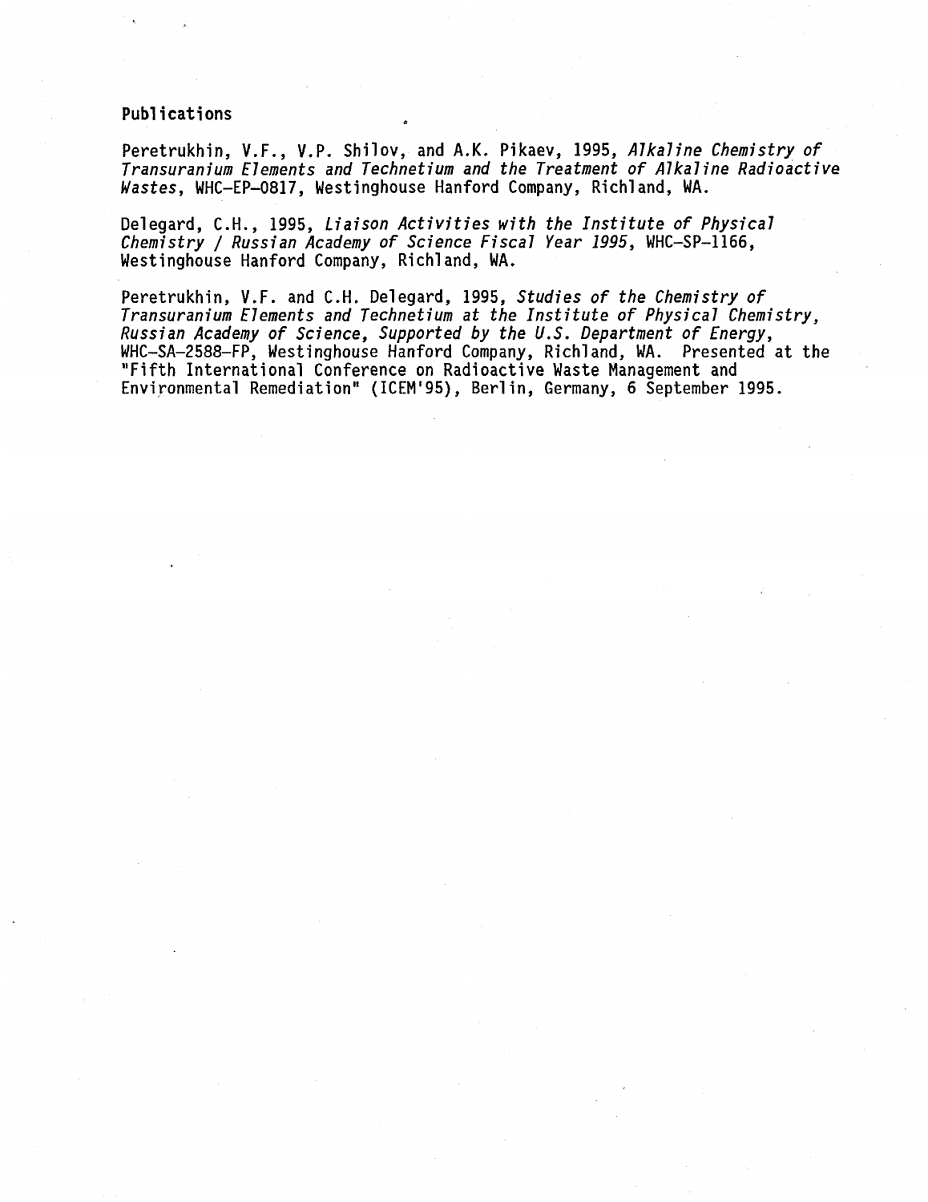**Publications**

Peretrukhin, V.F., V.P. Shilov, and A.K. Pikaev, 1995, *Alkaline Chemistry of Transuranium Elements and Technetium and the Treatment of Alkaline Radioactive Wastes*, WHC-EP-0817, Westinghouse Hanford Company, Richland, WA.

Delegard, C.H., 1995, *Liaison Activities with the Institute of Physical Chemistry / Russian Academy of Science Fiscal Year 1995*, WHC-SP-1166, Westinghouse Hanford Company, Richland, WA.

Peretrukhin, V.F. and C.H. Delegard, 1995, *Studies of the Chemistry of Transuranium Elements and Technetium at the Institute of Physical Chemistry, Russian Academy of Science, Supported by the U.S. Department of Energy*, WHC-SA-2588-FP, Westinghouse Hanford Company, Richland, WA. Presented at the "Fifth International Conference on Radioactive Waste Management and Environmental Remediation" (ICEM'95), Berlin, Germany, 6 September 1995.